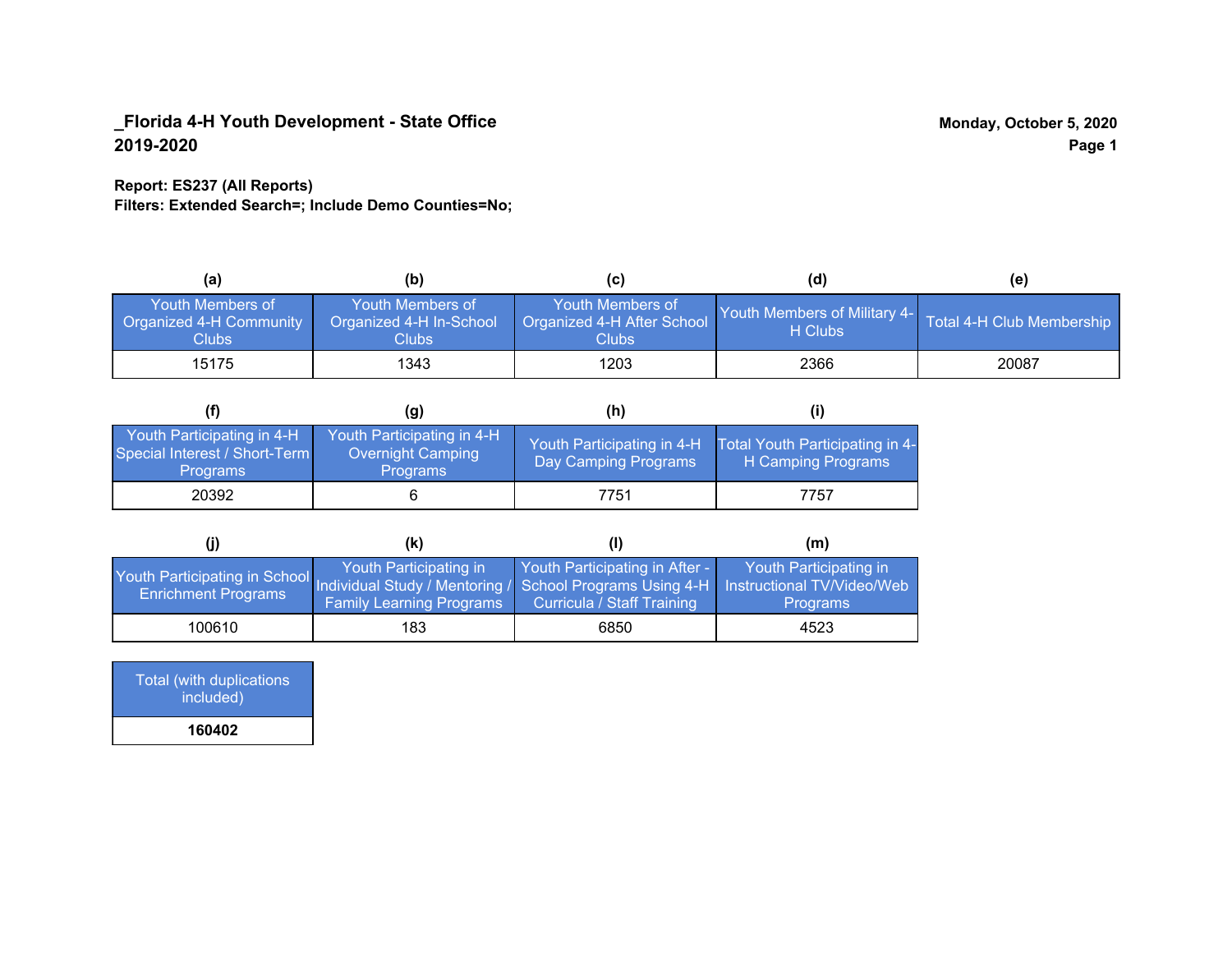**_Florida 4-H Youth Development - State Office**
**2019-2020**

**Monday, October 5, 2020**

**Report: ES237 (All Reports)**
**Filters: Extended Search=; Include Demo Counties=No;**

| (a) | (b) | (c) | (d) | (e) |
|---|---|---|---|---|
| Youth Members of Organized 4-H Community Clubs | Youth Members of Organized 4-H In-School Clubs | Youth Members of Organized 4-H After School Clubs | Youth Members of Military 4-H Clubs | Total 4-H Club Membership |
| 15175 | 1343 | 1203 | 2366 | 20087 |

| (f) | (g) | (h) | (i) |
|---|---|---|---|
| Youth Participating in 4-H Special Interest / Short-Term Programs | Youth Participating in 4-H Overnight Camping Programs | Youth Participating in 4-H Day Camping Programs | Total Youth Participating in 4-H Camping Programs |
| 20392 | 6 | 7751 | 7757 |

| (j) | (k) | (l) | (m) |
|---|---|---|---|
| Youth Participating in School Enrichment Programs | Youth Participating in Individual Study / Mentoring / Family Learning Programs | Youth Participating in After - School Programs Using 4-H Curricula / Staff Training | Youth Participating in Instructional TV/Video/Web Programs |
| 100610 | 183 | 6850 | 4523 |

| Total (with duplications included) |
|---|
| **160402** |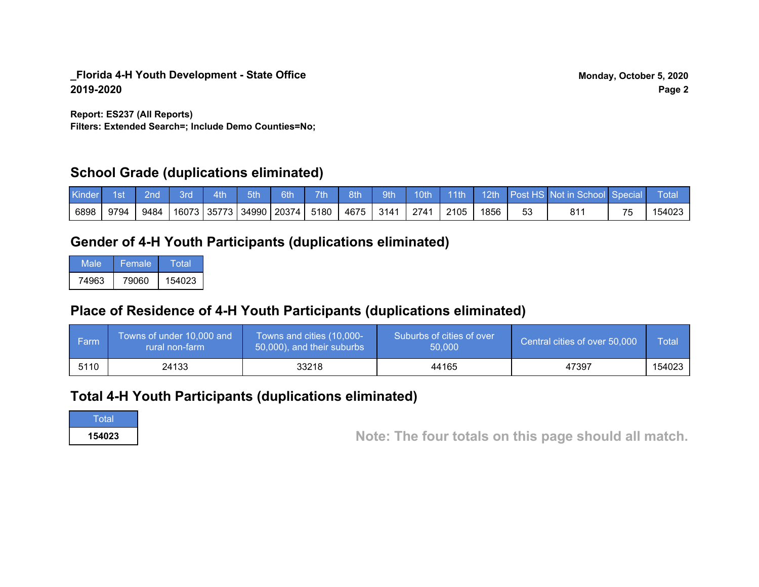**_Florida 4-H Youth Development - State Office**
**2019-2020**

**Monday, October 5, 2020**

**Report: ES237 (All Reports)**
**Filters: Extended Search=; Include Demo Counties=No;**

## School Grade (duplications eliminated)

| Kinder | 1st | 2nd | 3rd | 4th | 5th | 6th | 7th | 8th | 9th | 10th | 11th | 12th | Post HS | Not in School | Special | Total |
|---|---|---|---|---|---|---|---|---|---|---|---|---|---|---|---|---|
| 6898 | 9794 | 9484 | 16073 | 35773 | 34990 | 20374 | 5180 | 4675 | 3141 | 2741 | 2105 | 1856 | 53 | 811 | 75 | 154023 |

## Gender of 4-H Youth Participants (duplications eliminated)

| Male | Female | Total |
|---|---|---|
| 74963 | 79060 | 154023 |

## Place of Residence of 4-H Youth Participants (duplications eliminated)

| Farm | Towns of under 10,000 and rural non-farm | Towns and cities (10,000-50,000), and their suburbs | Suburbs of cities of over 50,000 | Central cities of over 50,000 | Total |
|---|---|---|---|---|---|
| 5110 | 24133 | 33218 | 44165 | 47397 | 154023 |

## Total 4-H Youth Participants (duplications eliminated)

| Total |
|---|
| **154023** |

**Note: The four totals on this page should all match.**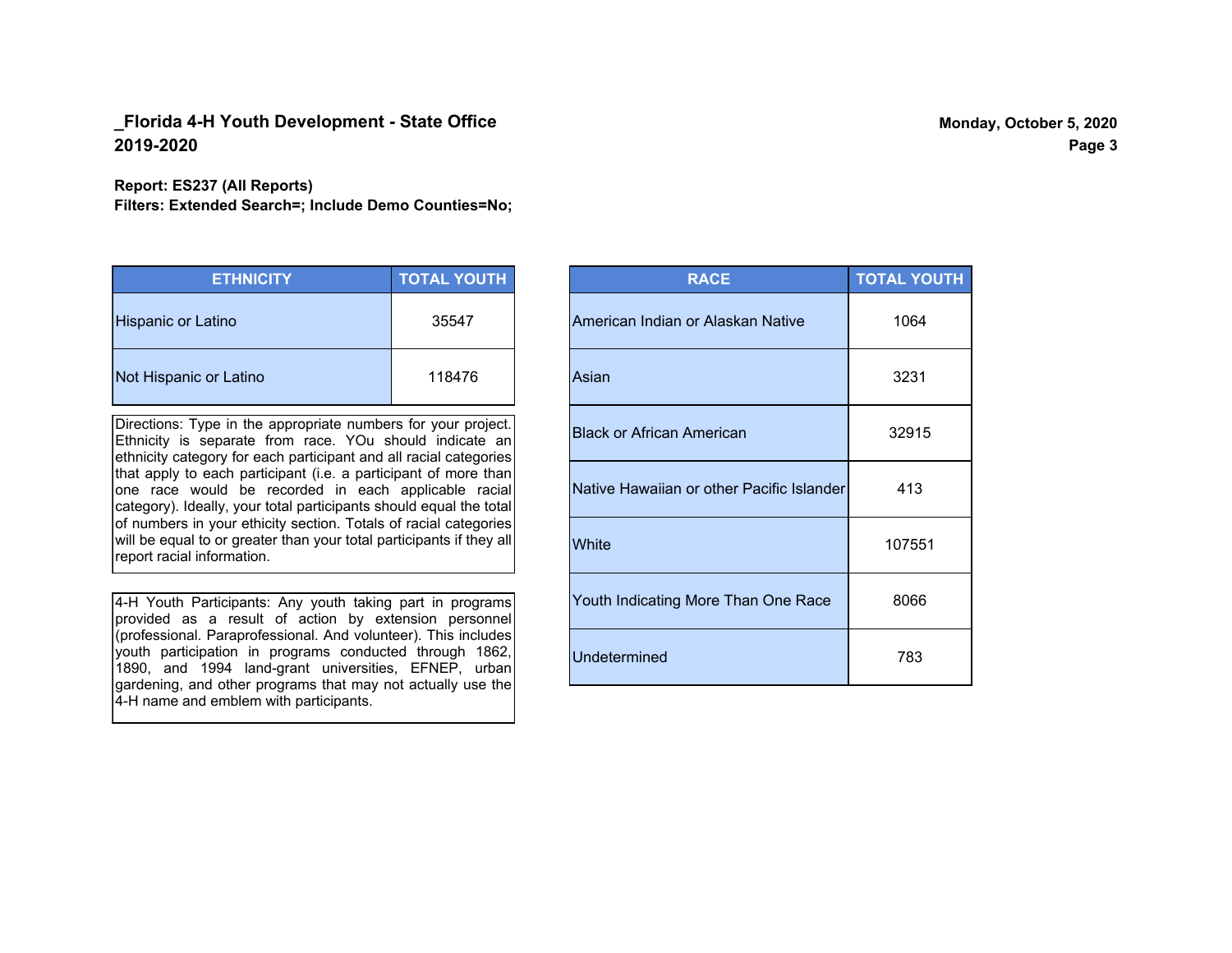**_Florida 4-H Youth Development - State Office**
**2019-2020**

**Report: ES237 (All Reports)**
**Filters: Extended Search=; Include Demo Counties=No;**

| ETHNICITY | TOTAL YOUTH |
|---|---|
| Hispanic or Latino | 35547 |
| Not Hispanic or Latino | 118476 |

Directions: Type in the appropriate numbers for your project. Ethnicity is separate from race. YOu should indicate an ethnicity category for each participant and all racial categories that apply to each participant (i.e. a participant of more than one race would be recorded in each applicable racial category). Ideally, your total participants should equal the total of numbers in your ethicity section. Totals of racial categories will be equal to or greater than your total participants if they all report racial information.

4-H Youth Participants: Any youth taking part in programs provided as a result of action by extension personnel (professional. Paraprofessional. And volunteer). This includes youth participation in programs conducted through 1862, 1890, and 1994 land-grant universities, EFNEP, urban gardening, and other programs that may not actually use the 4-H name and emblem with participants.

| RACE | TOTAL YOUTH |
|---|---|
| American Indian or Alaskan Native | 1064 |
| Asian | 3231 |
| Black or African American | 32915 |
| Native Hawaiian or other Pacific Islander | 413 |
| White | 107551 |
| Youth Indicating More Than One Race | 8066 |
| Undetermined | 783 |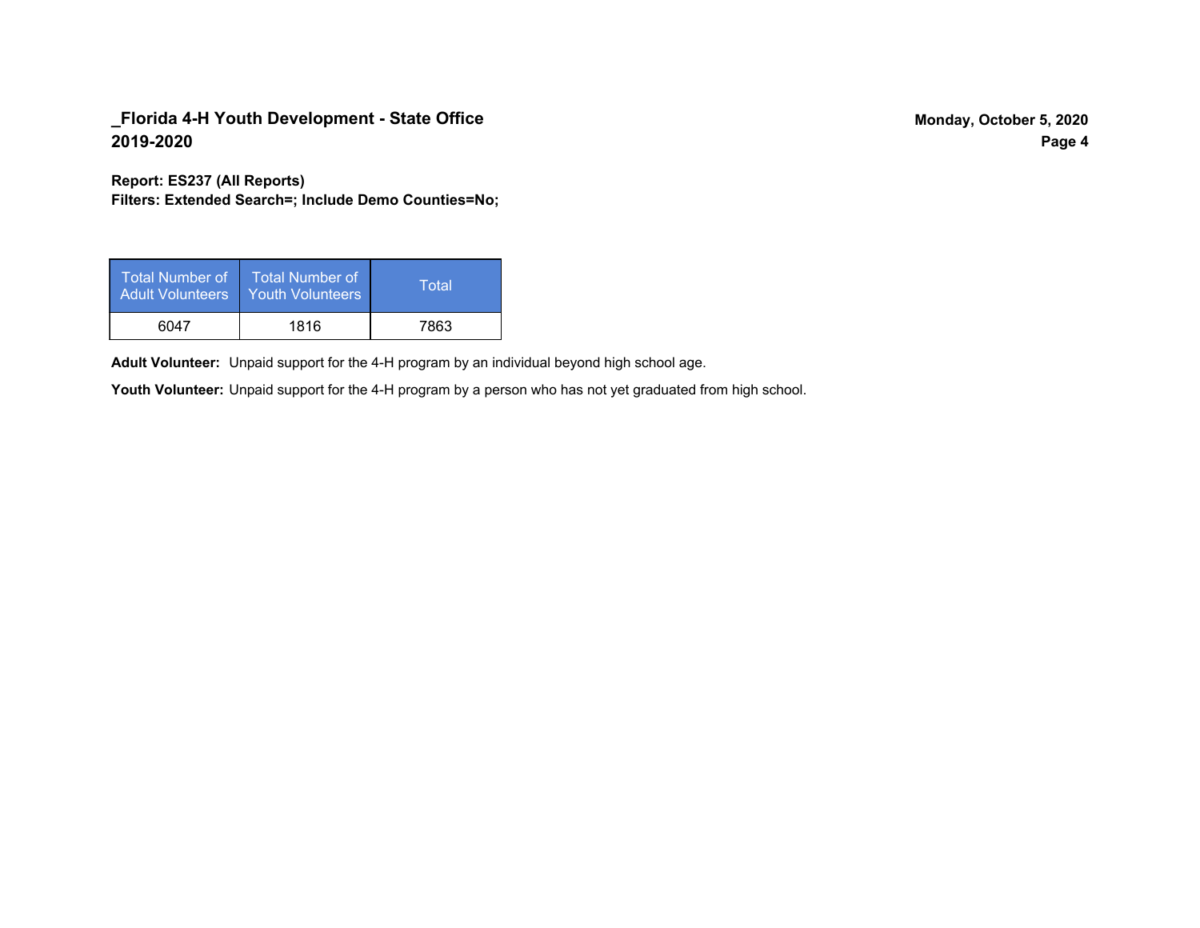**Report: ES237 (All Reports)**
**Filters: Extended Search=; Include Demo Counties=No;**

| Total Number of Adult Volunteers | Total Number of Youth Volunteers | Total |
|---|---|---|
| 6047 | 1816 | 7863 |

**Adult Volunteer:** Unpaid support for the 4-H program by an individual beyond high school age.

**Youth Volunteer:** Unpaid support for the 4-H program by a person who has not yet graduated from high school.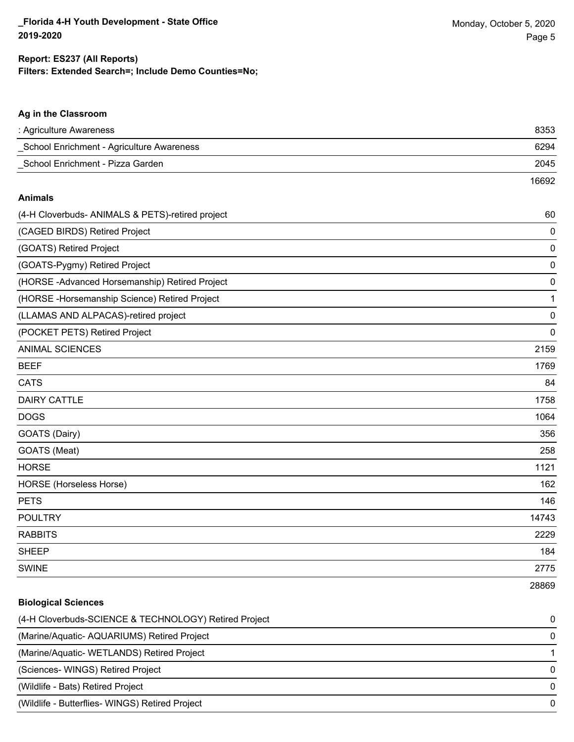## Ag in the Classroom

| | |
|---|---|
| : Agriculture Awareness | 8353 |
| _School Enrichment - Agriculture Awareness | 6294 |
| _School Enrichment - Pizza Garden | 2045 |
| | 16692 |

## Animals

| | |
|---|---|
| (4-H Cloverbuds- ANIMALS & PETS)-retired project | 60 |
| (CAGED BIRDS) Retired Project | 0 |
| (GOATS) Retired Project | 0 |
| (GOATS-Pygmy) Retired Project | 0 |
| (HORSE -Advanced Horsemanship) Retired Project | 0 |
| (HORSE -Horsemanship Science) Retired Project | 1 |
| (LLAMAS AND ALPACAS)-retired project | 0 |
| (POCKET PETS) Retired Project | 0 |
| ANIMAL SCIENCES | 2159 |
| BEEF | 1769 |
| CATS | 84 |
| DAIRY CATTLE | 1758 |
| DOGS | 1064 |
| GOATS (Dairy) | 356 |
| GOATS (Meat) | 258 |
| HORSE | 1121 |
| HORSE (Horseless Horse) | 162 |
| PETS | 146 |
| POULTRY | 14743 |
| RABBITS | 2229 |
| SHEEP | 184 |
| SWINE | 2775 |
| | 28869 |

## Biological Sciences

| | |
|---|---|
| (4-H Cloverbuds-SCIENCE & TECHNOLOGY) Retired Project | 0 |
| (Marine/Aquatic- AQUARIUMS) Retired Project | 0 |
| (Marine/Aquatic- WETLANDS) Retired Project | 1 |
| (Sciences- WINGS) Retired Project | 0 |
| (Wildlife - Bats) Retired Project | 0 |
| (Wildlife - Butterflies- WINGS) Retired Project | 0 |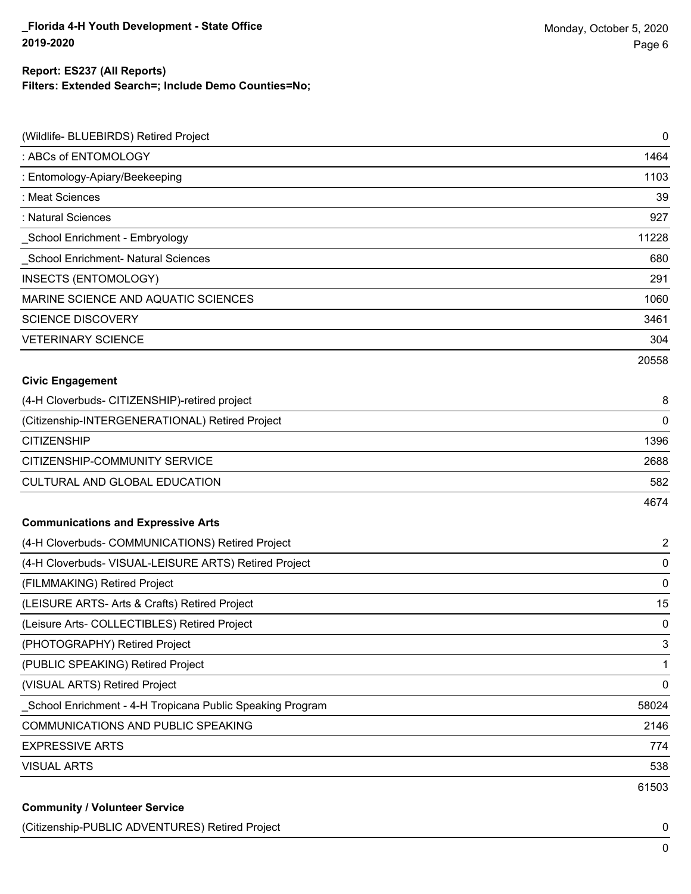| | |
|---|---|
| (Wildlife- BLUEBIRDS) Retired Project | 0 |
| : ABCs of ENTOMOLOGY | 1464 |
| : Entomology-Apiary/Beekeeping | 1103 |
| : Meat Sciences | 39 |
| : Natural Sciences | 927 |
| _School Enrichment - Embryology | 11228 |
| _School Enrichment- Natural Sciences | 680 |
| INSECTS (ENTOMOLOGY) | 291 |
| MARINE SCIENCE AND AQUATIC SCIENCES | 1060 |
| SCIENCE DISCOVERY | 3461 |
| VETERINARY SCIENCE | 304 |
| | 20558 |

**Civic Engagement**

| | |
|---|---|
| (4-H Cloverbuds- CITIZENSHIP)-retired project | 8 |
| (Citizenship-INTERGENERATIONAL) Retired Project | 0 |
| CITIZENSHIP | 1396 |
| CITIZENSHIP-COMMUNITY SERVICE | 2688 |
| CULTURAL AND GLOBAL EDUCATION | 582 |
| | 4674 |

**Communications and Expressive Arts**

| | |
|---|---|
| (4-H Cloverbuds- COMMUNICATIONS) Retired Project | 2 |
| (4-H Cloverbuds- VISUAL-LEISURE ARTS) Retired Project | 0 |
| (FILMMAKING) Retired Project | 0 |
| (LEISURE ARTS- Arts & Crafts) Retired Project | 15 |
| (Leisure Arts- COLLECTIBLES) Retired Project | 0 |
| (PHOTOGRAPHY) Retired Project | 3 |
| (PUBLIC SPEAKING) Retired Project | 1 |
| (VISUAL ARTS) Retired Project | 0 |
| _School Enrichment - 4-H Tropicana Public Speaking Program | 58024 |
| COMMUNICATIONS AND PUBLIC SPEAKING | 2146 |
| EXPRESSIVE ARTS | 774 |
| VISUAL ARTS | 538 |
| | 61503 |

**Community / Volunteer Service**

| | |
|---|---|
| (Citizenship-PUBLIC ADVENTURES) Retired Project | 0 |
| | 0 |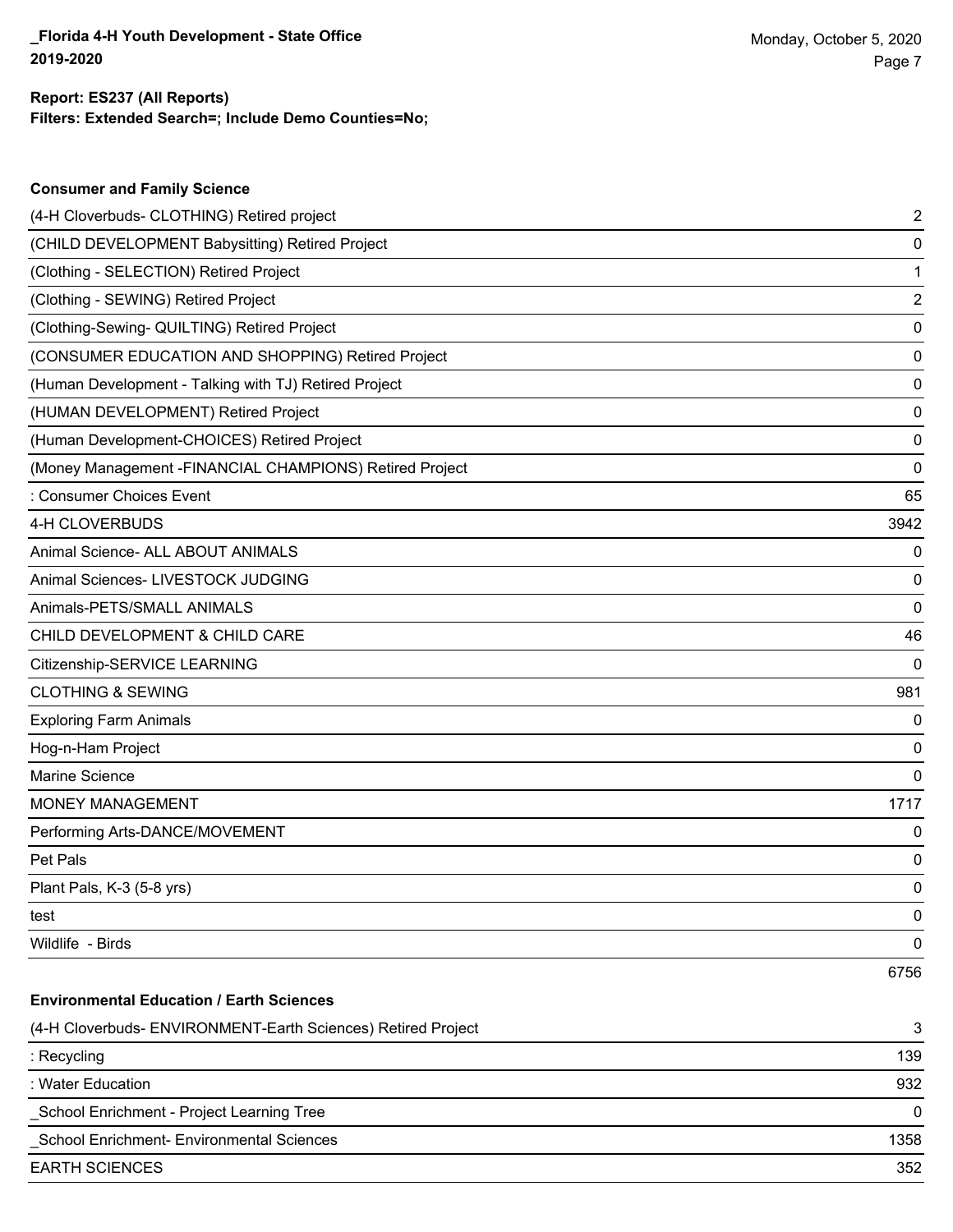**Report: ES237 (All Reports)**
**Filters: Extended Search=; Include Demo Counties=No;**

### Consumer and Family Science

| | |
|---|---|
| (4-H Cloverbuds- CLOTHING) Retired project | 2 |
| (CHILD DEVELOPMENT Babysitting) Retired Project | 0 |
| (Clothing - SELECTION) Retired Project | 1 |
| (Clothing - SEWING) Retired Project | 2 |
| (Clothing-Sewing- QUILTING) Retired Project | 0 |
| (CONSUMER EDUCATION AND SHOPPING) Retired Project | 0 |
| (Human Development - Talking with TJ) Retired Project | 0 |
| (HUMAN DEVELOPMENT) Retired Project | 0 |
| (Human Development-CHOICES) Retired Project | 0 |
| (Money Management -FINANCIAL CHAMPIONS) Retired Project | 0 |
| : Consumer Choices Event | 65 |
| 4-H CLOVERBUDS | 3942 |
| Animal Science- ALL ABOUT ANIMALS | 0 |
| Animal Sciences- LIVESTOCK JUDGING | 0 |
| Animals-PETS/SMALL ANIMALS | 0 |
| CHILD DEVELOPMENT & CHILD CARE | 46 |
| Citizenship-SERVICE LEARNING | 0 |
| CLOTHING & SEWING | 981 |
| Exploring Farm Animals | 0 |
| Hog-n-Ham Project | 0 |
| Marine Science | 0 |
| MONEY MANAGEMENT | 1717 |
| Performing Arts-DANCE/MOVEMENT | 0 |
| Pet Pals | 0 |
| Plant Pals, K-3 (5-8 yrs) | 0 |
| test | 0 |
| Wildlife - Birds | 0 |
| | 6756 |

### Environmental Education / Earth Sciences

| | |
|---|---|
| (4-H Cloverbuds- ENVIRONMENT-Earth Sciences) Retired Project | 3 |
| : Recycling | 139 |
| : Water Education | 932 |
| _School Enrichment - Project Learning Tree | 0 |
| _School Enrichment- Environmental Sciences | 1358 |
| EARTH SCIENCES | 352 |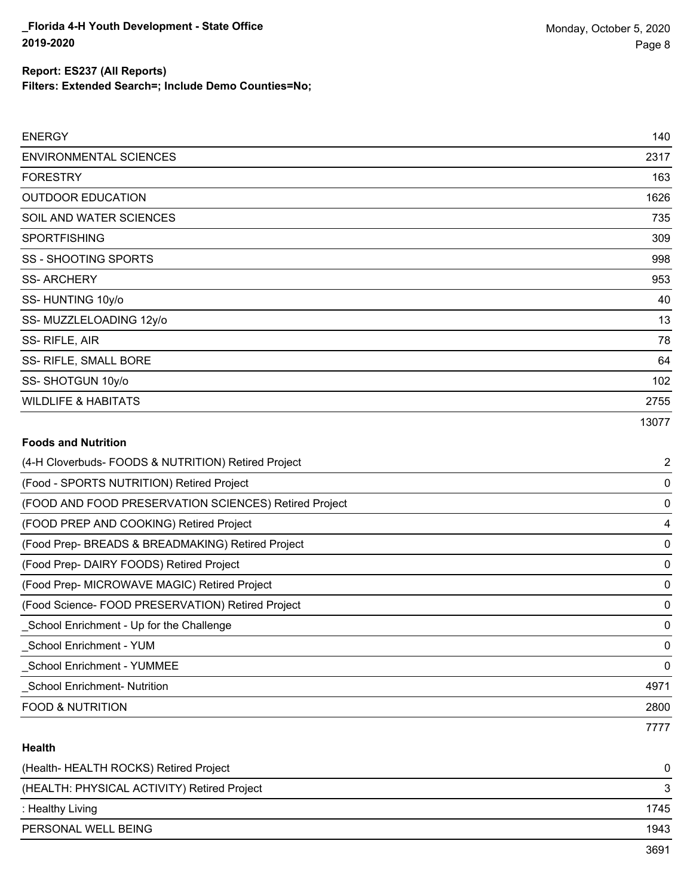| | |
|---|---|
| ENERGY | 140 |
| ENVIRONMENTAL SCIENCES | 2317 |
| FORESTRY | 163 |
| OUTDOOR EDUCATION | 1626 |
| SOIL AND WATER SCIENCES | 735 |
| SPORTFISHING | 309 |
| SS - SHOOTING SPORTS | 998 |
| SS- ARCHERY | 953 |
| SS- HUNTING 10y/o | 40 |
| SS- MUZZLELOADING 12y/o | 13 |
| SS- RIFLE, AIR | 78 |
| SS- RIFLE, SMALL BORE | 64 |
| SS- SHOTGUN 10y/o | 102 |
| WILDLIFE & HABITATS | 2755 |
| | 13077 |

**Foods and Nutrition**

| | |
|---|---|
| (4-H Cloverbuds- FOODS & NUTRITION) Retired Project | 2 |
| (Food - SPORTS NUTRITION) Retired Project | 0 |
| (FOOD AND FOOD PRESERVATION SCIENCES) Retired Project | 0 |
| (FOOD PREP AND COOKING) Retired Project | 4 |
| (Food Prep- BREADS & BREADMAKING) Retired Project | 0 |
| (Food Prep- DAIRY FOODS) Retired Project | 0 |
| (Food Prep- MICROWAVE MAGIC) Retired Project | 0 |
| (Food Science- FOOD PRESERVATION) Retired Project | 0 |
| _School Enrichment - Up for the Challenge | 0 |
| _School Enrichment - YUM | 0 |
| _School Enrichment - YUMMEE | 0 |
| _School Enrichment- Nutrition | 4971 |
| FOOD & NUTRITION | 2800 |
| | 7777 |

**Health**

| | |
|---|---|
| (Health- HEALTH ROCKS) Retired Project | 0 |
| (HEALTH: PHYSICAL ACTIVITY) Retired Project | 3 |
| : Healthy Living | 1745 |
| PERSONAL WELL BEING | 1943 |
| | 3691 |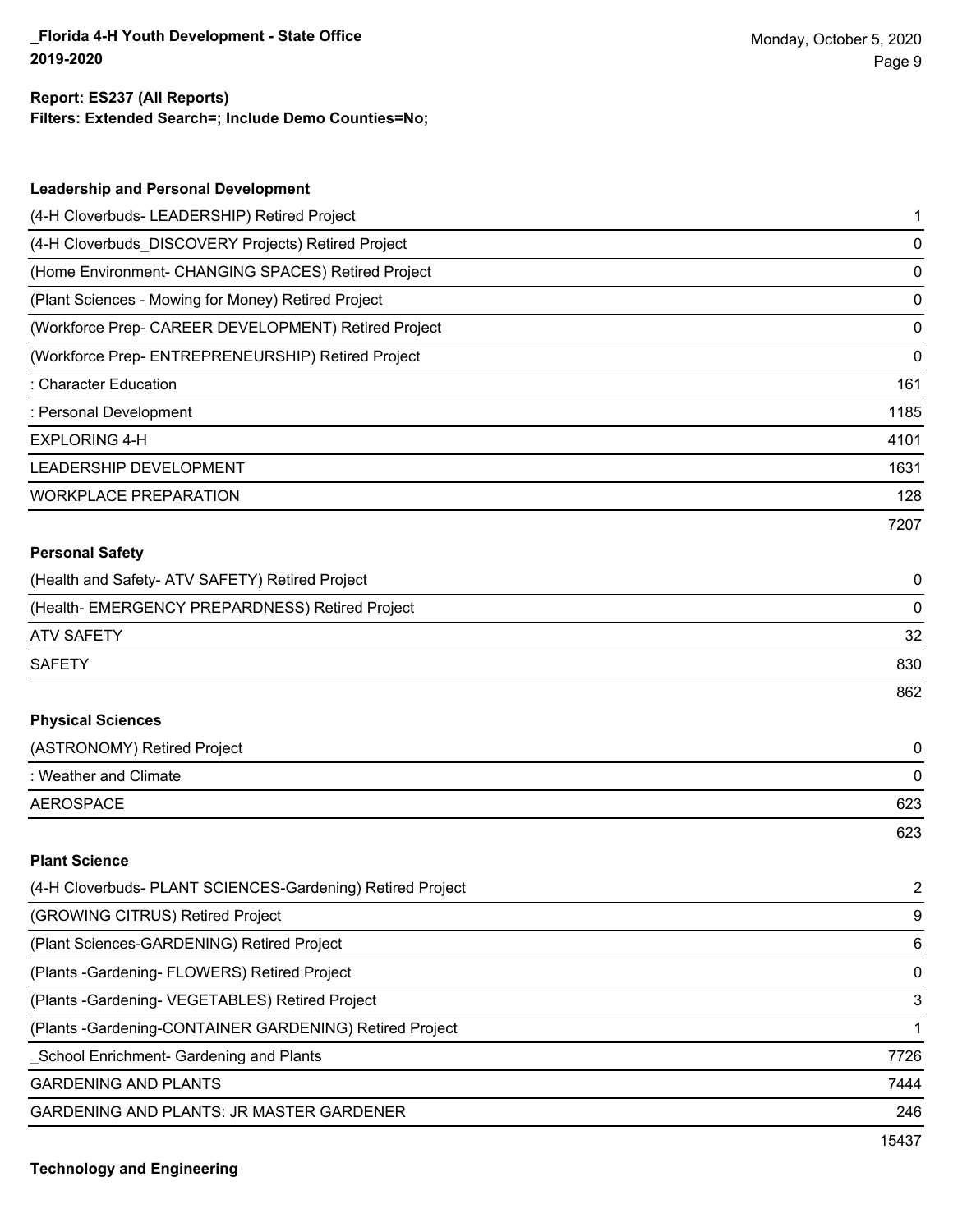**Report: ES237 (All Reports)**
**Filters: Extended Search=; Include Demo Counties=No;**

### Leadership and Personal Development

| Project | Count |
|---|---|
| (4-H Cloverbuds- LEADERSHIP) Retired Project | 1 |
| (4-H Cloverbuds_DISCOVERY Projects) Retired Project | 0 |
| (Home Environment- CHANGING SPACES) Retired Project | 0 |
| (Plant Sciences - Mowing for Money) Retired Project | 0 |
| (Workforce Prep- CAREER DEVELOPMENT) Retired Project | 0 |
| (Workforce Prep- ENTREPRENEURSHIP) Retired Project | 0 |
| : Character Education | 161 |
| : Personal Development | 1185 |
| EXPLORING 4-H | 4101 |
| LEADERSHIP DEVELOPMENT | 1631 |
| WORKPLACE PREPARATION | 128 |
| | 7207 |

### Personal Safety

| Project | Count |
|---|---|
| (Health and Safety- ATV SAFETY) Retired Project | 0 |
| (Health- EMERGENCY PREPARDNESS) Retired Project | 0 |
| ATV SAFETY | 32 |
| SAFETY | 830 |
| | 862 |

### Physical Sciences

| Project | Count |
|---|---|
| (ASTRONOMY) Retired Project | 0 |
| : Weather and Climate | 0 |
| AEROSPACE | 623 |
| | 623 |

### Plant Science

| Project | Count |
|---|---|
| (4-H Cloverbuds- PLANT SCIENCES-Gardening) Retired Project | 2 |
| (GROWING CITRUS) Retired Project | 9 |
| (Plant Sciences-GARDENING) Retired Project | 6 |
| (Plants -Gardening- FLOWERS) Retired Project | 0 |
| (Plants -Gardening- VEGETABLES) Retired Project | 3 |
| (Plants -Gardening-CONTAINER GARDENING) Retired Project | 1 |
| _School Enrichment- Gardening and Plants | 7726 |
| GARDENING AND PLANTS | 7444 |
| GARDENING AND PLANTS: JR MASTER GARDENER | 246 |
| | 15437 |

### Technology and Engineering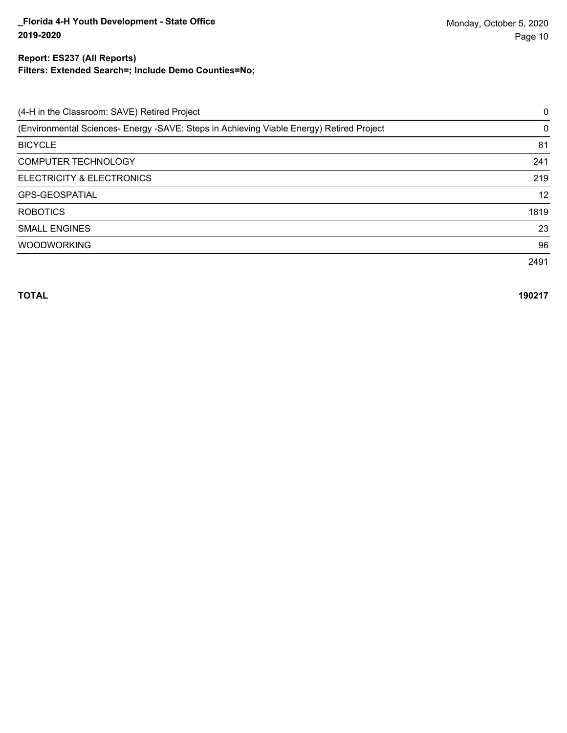**Report: ES237 (All Reports)**
**Filters: Extended Search=; Include Demo Counties=No;**

| | |
|---|---|
| (4-H in the Classroom: SAVE) Retired Project | 0 |
| (Environmental Sciences- Energy -SAVE: Steps in Achieving Viable Energy) Retired Project | 0 |
| BICYCLE | 81 |
| COMPUTER TECHNOLOGY | 241 |
| ELECTRICITY & ELECTRONICS | 219 |
| GPS-GEOSPATIAL | 12 |
| ROBOTICS | 1819 |
| SMALL ENGINES | 23 |
| WOODWORKING | 96 |
| | 2491 |

**TOTAL** **190217**